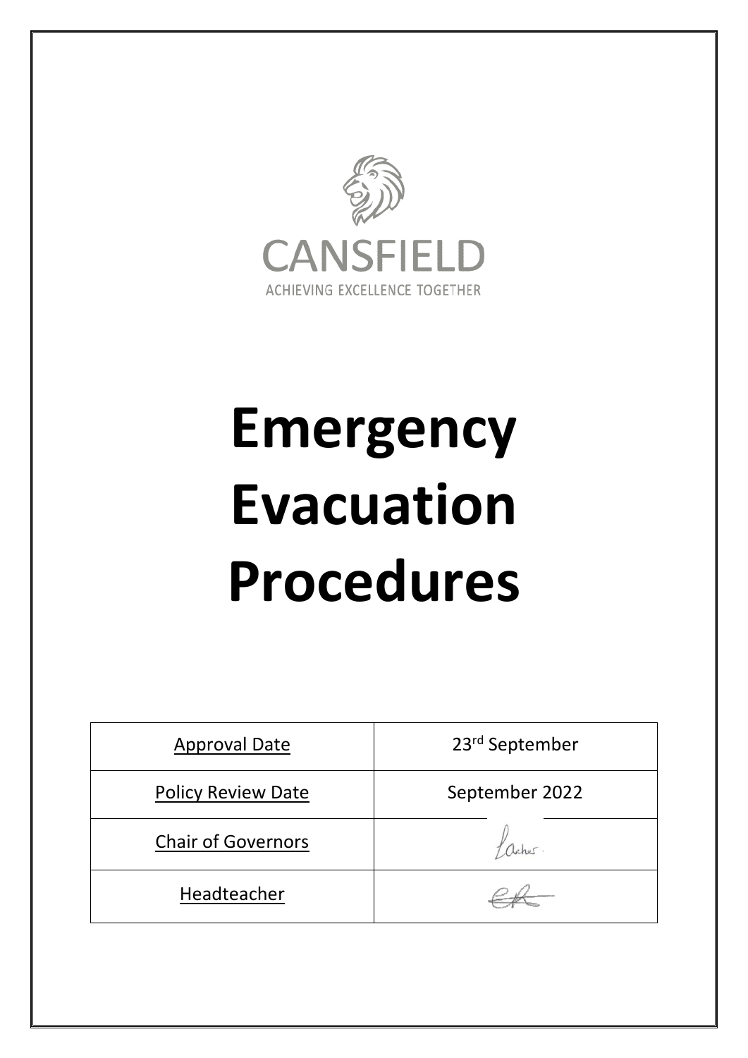CANSFIELD

ACHIEVING EXCELLENCE TOGETHER

# Emergency Evacuation Procedures

| Approval Date | 23rd September |
|---|---|
| Policy Review Date | September 2022 |
| Chair of Governors | |
| Headteacher | |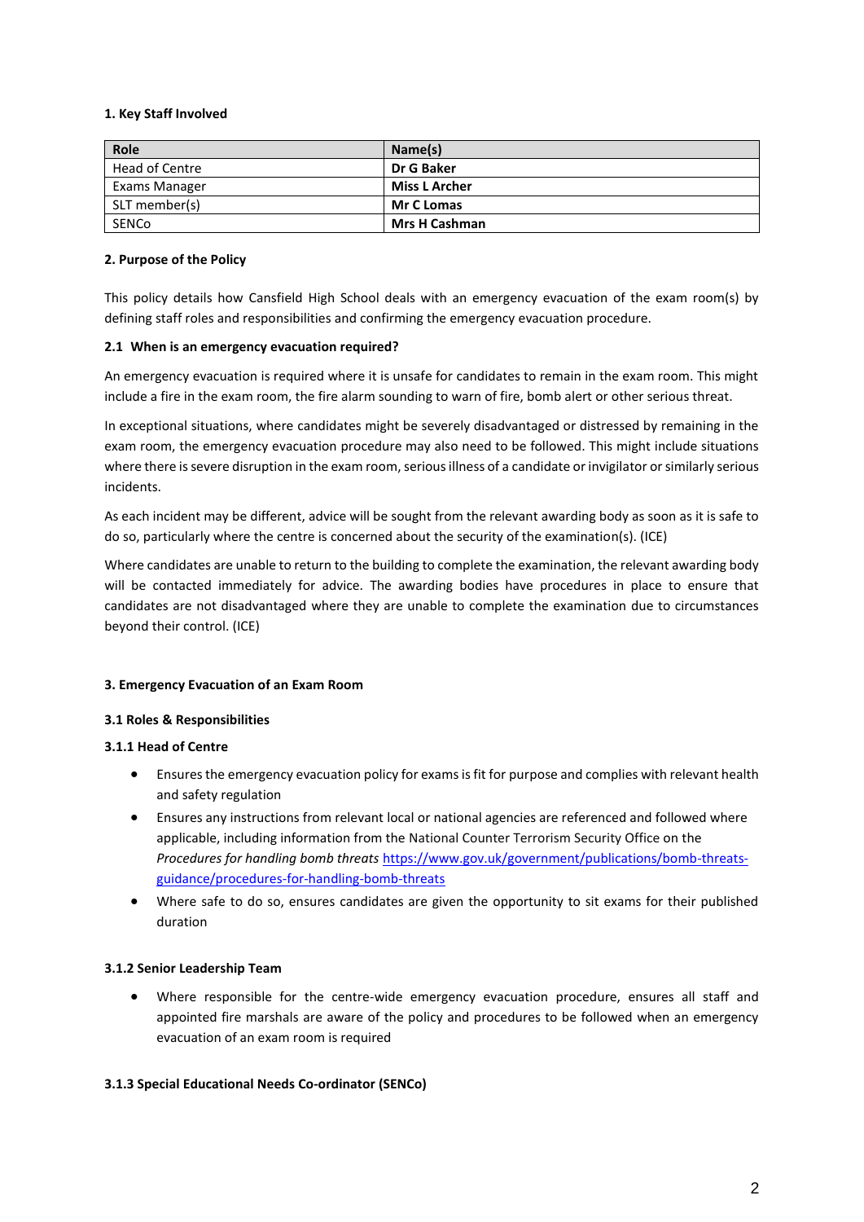#### 1. Key Staff Involved

| Role | Name(s) |
| --- | --- |
| Head of Centre | **Dr G Baker** |
| Exams Manager | **Miss L Archer** |
| SLT member(s) | **Mr C Lomas** |
| SENCo | **Mrs H Cashman** |

#### 2. Purpose of the Policy

This policy details how Cansfield High School deals with an emergency evacuation of the exam room(s) by defining staff roles and responsibilities and confirming the emergency evacuation procedure.

#### 2.1 When is an emergency evacuation required?

An emergency evacuation is required where it is unsafe for candidates to remain in the exam room. This might include a fire in the exam room, the fire alarm sounding to warn of fire, bomb alert or other serious threat.

In exceptional situations, where candidates might be severely disadvantaged or distressed by remaining in the exam room, the emergency evacuation procedure may also need to be followed. This might include situations where there is severe disruption in the exam room, serious illness of a candidate or invigilator or similarly serious incidents.

As each incident may be different, advice will be sought from the relevant awarding body as soon as it is safe to do so, particularly where the centre is concerned about the security of the examination(s). (ICE)

Where candidates are unable to return to the building to complete the examination, the relevant awarding body will be contacted immediately for advice. The awarding bodies have procedures in place to ensure that candidates are not disadvantaged where they are unable to complete the examination due to circumstances beyond their control. (ICE)

#### 3. Emergency Evacuation of an Exam Room

#### 3.1 Roles & Responsibilities

#### 3.1.1 Head of Centre

- Ensures the emergency evacuation policy for exams is fit for purpose and complies with relevant health and safety regulation
- Ensures any instructions from relevant local or national agencies are referenced and followed where applicable, including information from the National Counter Terrorism Security Office on the *Procedures for handling bomb threats* [https://www.gov.uk/government/publications/bomb-threats-guidance/procedures-for-handling-bomb-threats](https://www.gov.uk/government/publications/bomb-threats-guidance/procedures-for-handling-bomb-threats)
- Where safe to do so, ensures candidates are given the opportunity to sit exams for their published duration

#### 3.1.2 Senior Leadership Team

- Where responsible for the centre-wide emergency evacuation procedure, ensures all staff and appointed fire marshals are aware of the policy and procedures to be followed when an emergency evacuation of an exam room is required

#### 3.1.3 Special Educational Needs Co-ordinator (SENCo)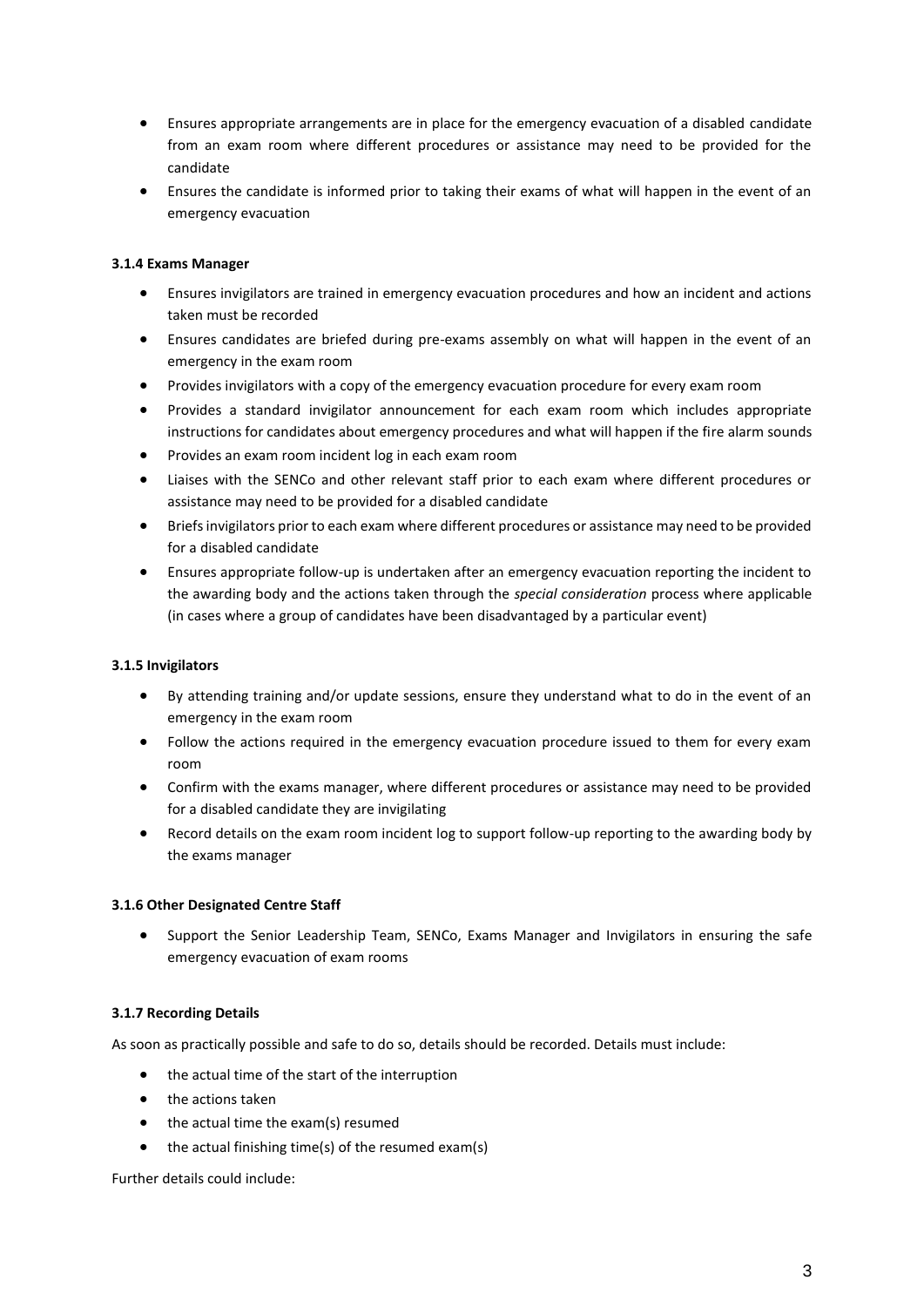- Ensures appropriate arrangements are in place for the emergency evacuation of a disabled candidate from an exam room where different procedures or assistance may need to be provided for the candidate
- Ensures the candidate is informed prior to taking their exams of what will happen in the event of an emergency evacuation

#### 3.1.4 Exams Manager

- Ensures invigilators are trained in emergency evacuation procedures and how an incident and actions taken must be recorded
- Ensures candidates are briefed during pre-exams assembly on what will happen in the event of an emergency in the exam room
- Provides invigilators with a copy of the emergency evacuation procedure for every exam room
- Provides a standard invigilator announcement for each exam room which includes appropriate instructions for candidates about emergency procedures and what will happen if the fire alarm sounds
- Provides an exam room incident log in each exam room
- Liaises with the SENCo and other relevant staff prior to each exam where different procedures or assistance may need to be provided for a disabled candidate
- Briefs invigilators prior to each exam where different procedures or assistance may need to be provided for a disabled candidate
- Ensures appropriate follow-up is undertaken after an emergency evacuation reporting the incident to the awarding body and the actions taken through the *special consideration* process where applicable (in cases where a group of candidates have been disadvantaged by a particular event)

#### 3.1.5 Invigilators

- By attending training and/or update sessions, ensure they understand what to do in the event of an emergency in the exam room
- Follow the actions required in the emergency evacuation procedure issued to them for every exam room
- Confirm with the exams manager, where different procedures or assistance may need to be provided for a disabled candidate they are invigilating
- Record details on the exam room incident log to support follow-up reporting to the awarding body by the exams manager

#### 3.1.6 Other Designated Centre Staff

- Support the Senior Leadership Team, SENCo, Exams Manager and Invigilators in ensuring the safe emergency evacuation of exam rooms

#### 3.1.7 Recording Details

As soon as practically possible and safe to do so, details should be recorded. Details must include:

- the actual time of the start of the interruption
- the actions taken
- the actual time the exam(s) resumed
- the actual finishing time(s) of the resumed exam(s)

Further details could include: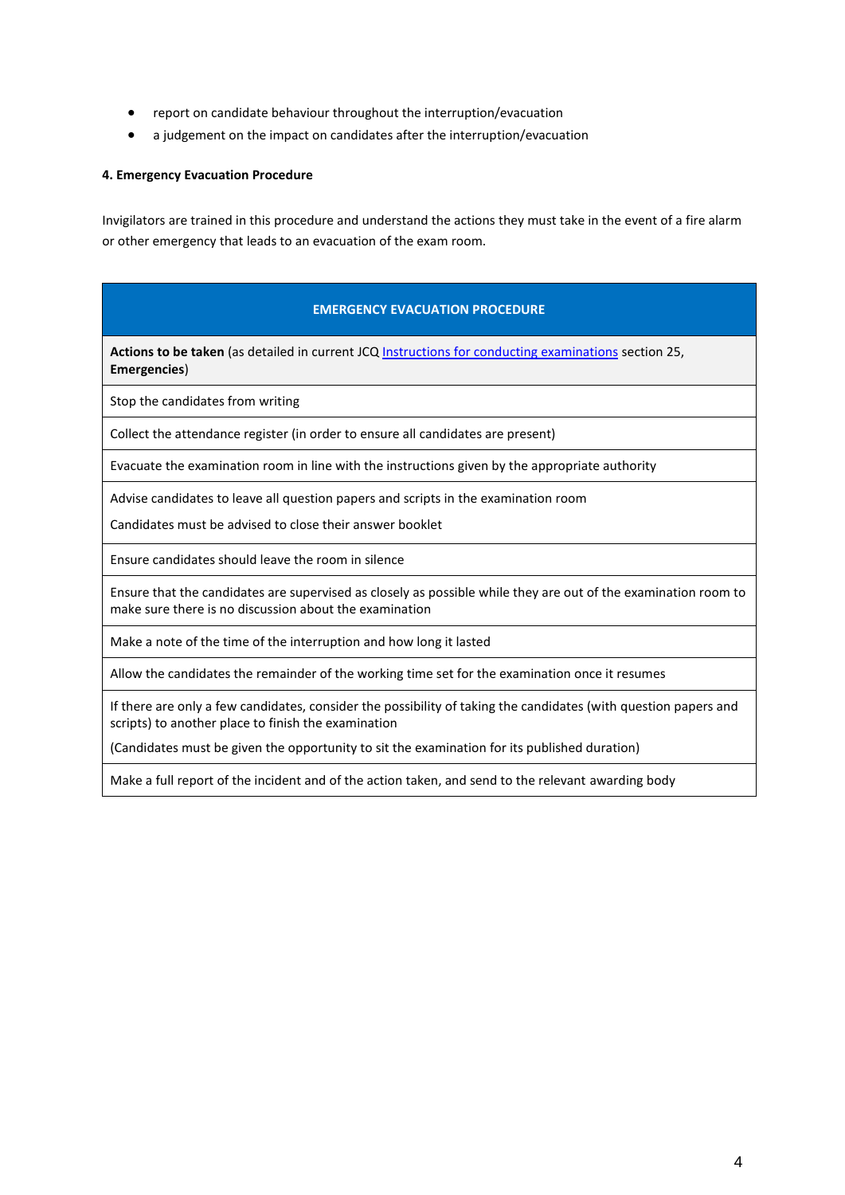- report on candidate behaviour throughout the interruption/evacuation
- a judgement on the impact on candidates after the interruption/evacuation

**4. Emergency Evacuation Procedure**

Invigilators are trained in this procedure and understand the actions they must take in the event of a fire alarm or other emergency that leads to an evacuation of the exam room.

| EMERGENCY EVACUATION PROCEDURE |
|---|
| **Actions to be taken** (as detailed in current JCQ Instructions for conducting examinations section 25, **Emergencies**) |
| Stop the candidates from writing |
| Collect the attendance register (in order to ensure all candidates are present) |
| Evacuate the examination room in line with the instructions given by the appropriate authority |
| Advise candidates to leave all question papers and scripts in the examination room<br>Candidates must be advised to close their answer booklet |
| Ensure candidates should leave the room in silence |
| Ensure that the candidates are supervised as closely as possible while they are out of the examination room to make sure there is no discussion about the examination |
| Make a note of the time of the interruption and how long it lasted |
| Allow the candidates the remainder of the working time set for the examination once it resumes |
| If there are only a few candidates, consider the possibility of taking the candidates (with question papers and scripts) to another place to finish the examination<br>(Candidates must be given the opportunity to sit the examination for its published duration) |
| Make a full report of the incident and of the action taken, and send to the relevant awarding body |